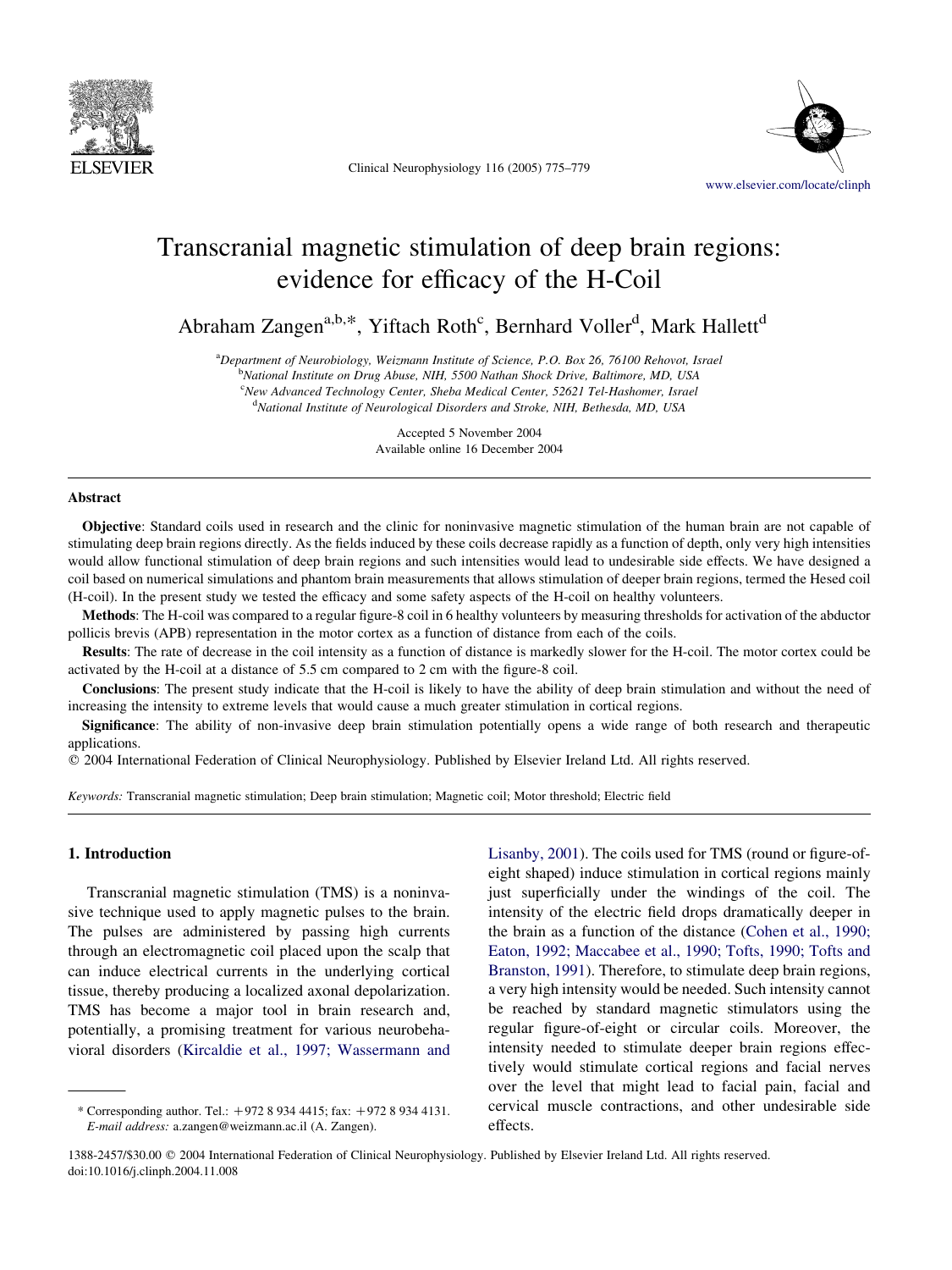# Transcranial magnetic stimulation of deep brain regions: evidence for efficacy of the H-Coil

Abraham Zangen[a,b,*], Yiftach Roth[c], Bernhard Voller[d], Mark Hallett[d]

[a]*Department of Neurobiology, Weizmann Institute of Science, P.O. Box 26, 76100 Rehovot, Israel*
[b]*National Institute on Drug Abuse, NIH, 5500 Nathan Shock Drive, Baltimore, MD, USA*
[c]*New Advanced Technology Center, Sheba Medical Center, 52621 Tel-Hashomer, Israel*
[d]*National Institute of Neurological Disorders and Stroke, NIH, Bethesda, MD, USA*

Accepted 5 November 2004
Available online 16 December 2004

## Abstract

**Objective**: Standard coils used in research and the clinic for noninvasive magnetic stimulation of the human brain are not capable of stimulating deep brain regions directly. As the fields induced by these coils decrease rapidly as a function of depth, only very high intensities would allow functional stimulation of deep brain regions and such intensities would lead to undesirable side effects. We have designed a coil based on numerical simulations and phantom brain measurements that allows stimulation of deeper brain regions, termed the Hesed coil (H-coil). In the present study we tested the efficacy and some safety aspects of the H-coil on healthy volunteers.

**Methods**: The H-coil was compared to a regular figure-8 coil in 6 healthy volunteers by measuring thresholds for activation of the abductor pollicis brevis (APB) representation in the motor cortex as a function of distance from each of the coils.

**Results**: The rate of decrease in the coil intensity as a function of distance is markedly slower for the H-coil. The motor cortex could be activated by the H-coil at a distance of 5.5 cm compared to 2 cm with the figure-8 coil.

**Conclusions**: The present study indicate that the H-coil is likely to have the ability of deep brain stimulation and without the need of increasing the intensity to extreme levels that would cause a much greater stimulation in cortical regions.

**Significance**: The ability of non-invasive deep brain stimulation potentially opens a wide range of both research and therapeutic applications.

© 2004 International Federation of Clinical Neurophysiology. Published by Elsevier Ireland Ltd. All rights reserved.

*Keywords:* Transcranial magnetic stimulation; Deep brain stimulation; Magnetic coil; Motor threshold; Electric field

## 1. Introduction

Transcranial magnetic stimulation (TMS) is a noninvasive technique used to apply magnetic pulses to the brain. The pulses are administered by passing high currents through an electromagnetic coil placed upon the scalp that can induce electrical currents in the underlying cortical tissue, thereby producing a localized axonal depolarization. TMS has become a major tool in brain research and, potentially, a promising treatment for various neurobehavioral disorders (Kircaldie et al., 1997; Wassermann and Lisanby, 2001). The coils used for TMS (round or figure-of-eight shaped) induce stimulation in cortical regions mainly just superficially under the windings of the coil. The intensity of the electric field drops dramatically deeper in the brain as a function of the distance (Cohen et al., 1990; Eaton, 1992; Maccabee et al., 1990; Tofts, 1990; Tofts and Branston, 1991). Therefore, to stimulate deep brain regions, a very high intensity would be needed. Such intensity cannot be reached by standard magnetic stimulators using the regular figure-of-eight or circular coils. Moreover, the intensity needed to stimulate deeper brain regions effectively would stimulate cortical regions and facial nerves over the level that might lead to facial pain, facial and cervical muscle contractions, and other undesirable side effects.

\* Corresponding author. Tel.: +972 8 934 4415; fax: +972 8 934 4131.
*E-mail address:* a.zangen@weizmann.ac.il (A. Zangen).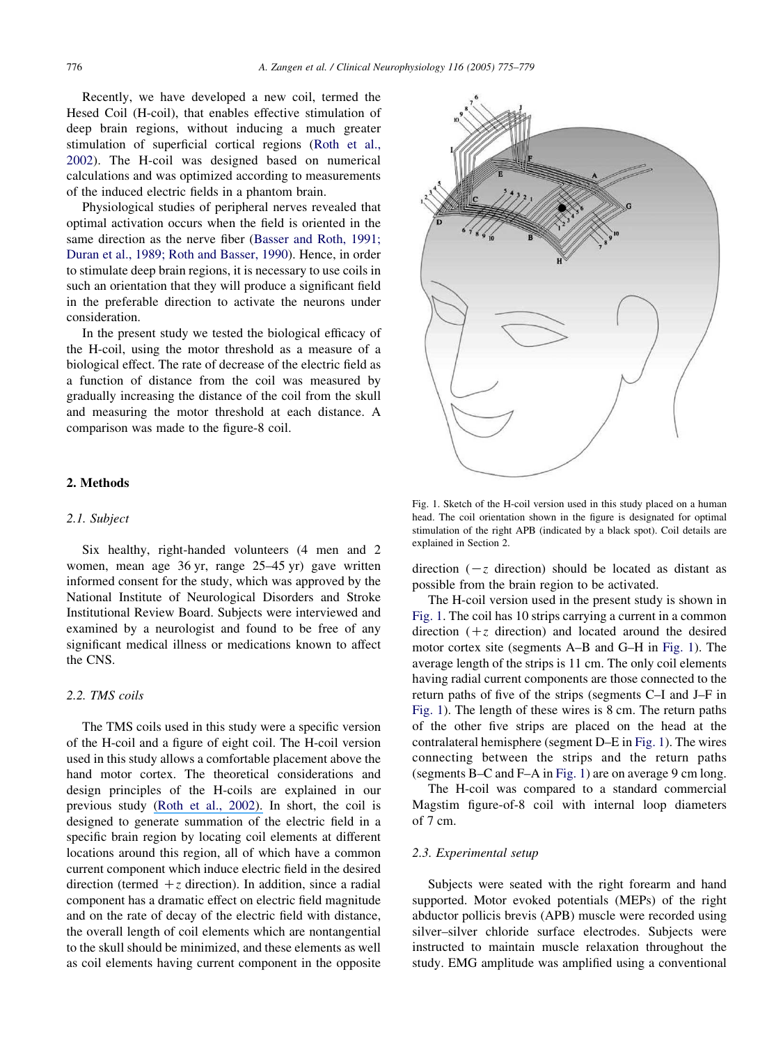Recently, we have developed a new coil, termed the Hesed Coil (H-coil), that enables effective stimulation of deep brain regions, without inducing a much greater stimulation of superficial cortical regions (Roth et al., 2002). The H-coil was designed based on numerical calculations and was optimized according to measurements of the induced electric fields in a phantom brain.

Physiological studies of peripheral nerves revealed that optimal activation occurs when the field is oriented in the same direction as the nerve fiber (Basser and Roth, 1991; Duran et al., 1989; Roth and Basser, 1990). Hence, in order to stimulate deep brain regions, it is necessary to use coils in such an orientation that they will produce a significant field in the preferable direction to activate the neurons under consideration.

In the present study we tested the biological efficacy of the H-coil, using the motor threshold as a measure of a biological effect. The rate of decrease of the electric field as a function of distance from the coil was measured by gradually increasing the distance of the coil from the skull and measuring the motor threshold at each distance. A comparison was made to the figure-8 coil.

## 2. Methods

### 2.1. Subject

Six healthy, right-handed volunteers (4 men and 2 women, mean age 36 yr, range 25–45 yr) gave written informed consent for the study, which was approved by the National Institute of Neurological Disorders and Stroke Institutional Review Board. Subjects were interviewed and examined by a neurologist and found to be free of any significant medical illness or medications known to affect the CNS.

### 2.2. TMS coils

The TMS coils used in this study were a specific version of the H-coil and a figure of eight coil. The H-coil version used in this study allows a comfortable placement above the hand motor cortex. The theoretical considerations and design principles of the H-coils are explained in our previous study (Roth et al., 2002). In short, the coil is designed to generate summation of the electric field in a specific brain region by locating coil elements at different locations around this region, all of which have a common current component which induce electric field in the desired direction (termed $+z$ direction). In addition, since a radial component has a dramatic effect on electric field magnitude and on the rate of decay of the electric field with distance, the overall length of coil elements which are nontangential to the skull should be minimized, and these elements as well as coil elements having current component in the opposite direction ($-z$ direction) should be located as distant as possible from the brain region to be activated.

Fig. 1. Sketch of the H-coil version used in this study placed on a human head. The coil orientation shown in the figure is designated for optimal stimulation of the right APB (indicated by a black spot). Coil details are explained in Section 2.

The H-coil version used in the present study is shown in Fig. 1. The coil has 10 strips carrying a current in a common direction ($+z$ direction) and located around the desired motor cortex site (segments A–B and G–H in Fig. 1). The average length of the strips is 11 cm. The only coil elements having radial current components are those connected to the return paths of five of the strips (segments C–I and J–F in Fig. 1). The length of these wires is 8 cm. The return paths of the other five strips are placed on the head at the contralateral hemisphere (segment D–E in Fig. 1). The wires connecting between the strips and the return paths (segments B–C and F–A in Fig. 1) are on average 9 cm long.

The H-coil was compared to a standard commercial Magstim figure-of-8 coil with internal loop diameters of 7 cm.

### 2.3. Experimental setup

Subjects were seated with the right forearm and hand supported. Motor evoked potentials (MEPs) of the right abductor pollicis brevis (APB) muscle were recorded using silver–silver chloride surface electrodes. Subjects were instructed to maintain muscle relaxation throughout the study. EMG amplitude was amplified using a conventional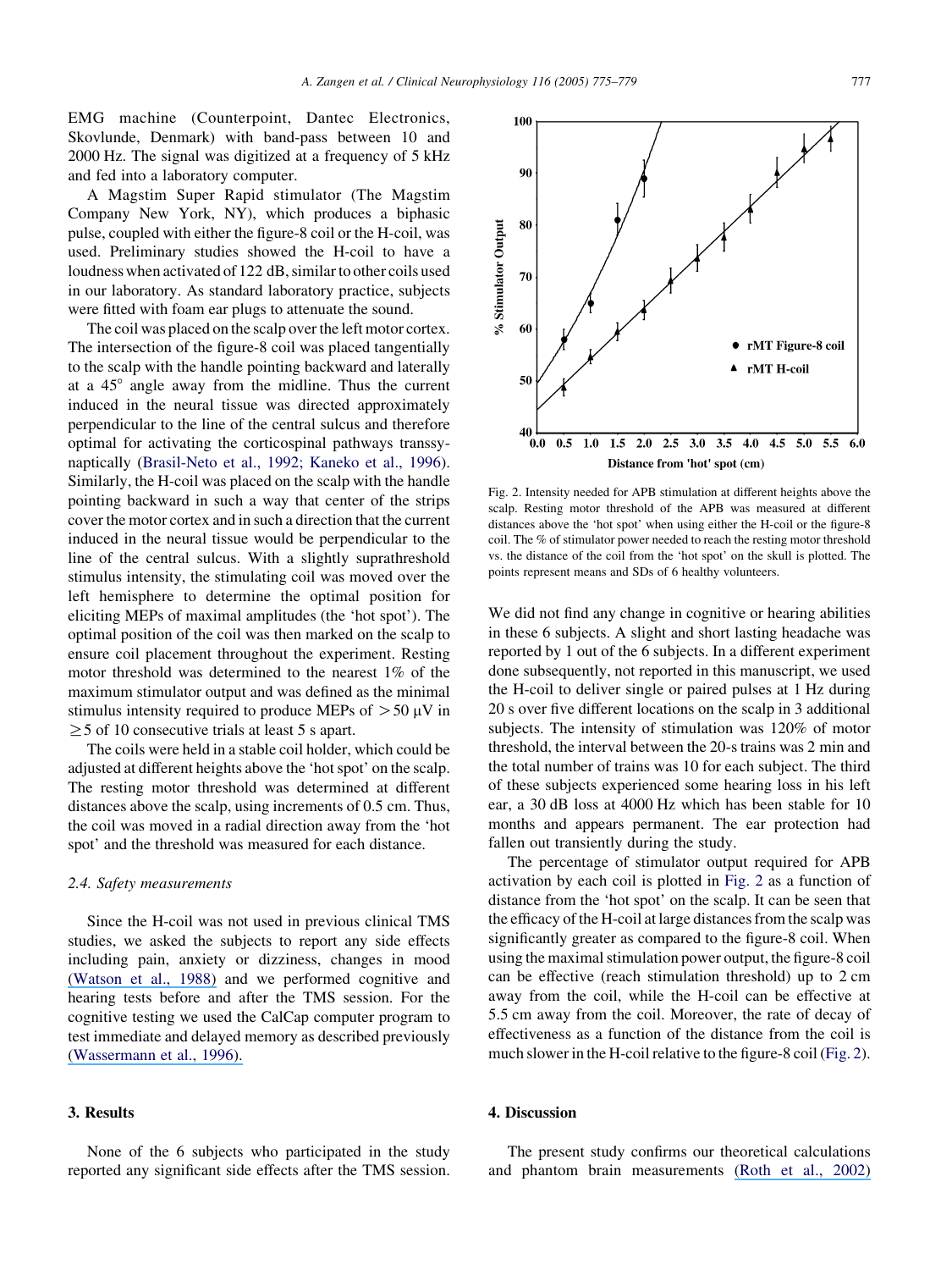EMG machine (Counterpoint, Dantec Electronics, Skovlunde, Denmark) with band-pass between 10 and 2000 Hz. The signal was digitized at a frequency of 5 kHz and fed into a laboratory computer.

A Magstim Super Rapid stimulator (The Magstim Company New York, NY), which produces a biphasic pulse, coupled with either the figure-8 coil or the H-coil, was used. Preliminary studies showed the H-coil to have a loudness when activated of 122 dB, similar to other coils used in our laboratory. As standard laboratory practice, subjects were fitted with foam ear plugs to attenuate the sound.

The coil was placed on the scalp over the left motor cortex. The intersection of the figure-8 coil was placed tangentially to the scalp with the handle pointing backward and laterally at a 45° angle away from the midline. Thus the current induced in the neural tissue was directed approximately perpendicular to the line of the central sulcus and therefore optimal for activating the corticospinal pathways transsynaptically (Brasil-Neto et al., 1992; Kaneko et al., 1996). Similarly, the H-coil was placed on the scalp with the handle pointing backward in such a way that center of the strips cover the motor cortex and in such a direction that the current induced in the neural tissue would be perpendicular to the line of the central sulcus. With a slightly suprathreshold stimulus intensity, the stimulating coil was moved over the left hemisphere to determine the optimal position for eliciting MEPs of maximal amplitudes (the 'hot spot'). The optimal position of the coil was then marked on the scalp to ensure coil placement throughout the experiment. Resting motor threshold was determined to the nearest 1% of the maximum stimulator output and was defined as the minimal stimulus intensity required to produce MEPs of $>50$ μV in $\geq 5$ of 10 consecutive trials at least 5 s apart.

The coils were held in a stable coil holder, which could be adjusted at different heights above the 'hot spot' on the scalp. The resting motor threshold was determined at different distances above the scalp, using increments of 0.5 cm. Thus, the coil was moved in a radial direction away from the 'hot spot' and the threshold was measured for each distance.

### 2.4. Safety measurements

Since the H-coil was not used in previous clinical TMS studies, we asked the subjects to report any side effects including pain, anxiety or dizziness, changes in mood (Watson et al., 1988) and we performed cognitive and hearing tests before and after the TMS session. For the cognitive testing we used the CalCap computer program to test immediate and delayed memory as described previously (Wassermann et al., 1996).

## 3. Results

None of the 6 subjects who participated in the study reported any significant side effects after the TMS session. We did not find any change in cognitive or hearing abilities in these 6 subjects. A slight and short lasting headache was reported by 1 out of the 6 subjects. In a different experiment done subsequently, not reported in this manuscript, we used the H-coil to deliver single or paired pulses at 1 Hz during 20 s over five different locations on the scalp in 3 additional subjects. The intensity of stimulation was 120% of motor threshold, the interval between the 20-s trains was 2 min and the total number of trains was 10 for each subject. The third of these subjects experienced some hearing loss in his left ear, a 30 dB loss at 4000 Hz which has been stable for 10 months and appears permanent. The ear protection had fallen out transiently during the study.

The percentage of stimulator output required for APB activation by each coil is plotted in Fig. 2 as a function of distance from the 'hot spot' on the scalp. It can be seen that the efficacy of the H-coil at large distances from the scalp was significantly greater as compared to the figure-8 coil. When using the maximal stimulation power output, the figure-8 coil can be effective (reach stimulation threshold) up to 2 cm away from the coil, while the H-coil can be effective at 5.5 cm away from the coil. Moreover, the rate of decay of effectiveness as a function of the distance from the coil is much slower in the H-coil relative to the figure-8 coil (Fig. 2).

Fig. 2. Intensity needed for APB stimulation at different heights above the scalp. Resting motor threshold of the APB was measured at different distances above the 'hot spot' when using either the H-coil or the figure-8 coil. The % of stimulator power needed to reach the resting motor threshold vs. the distance of the coil from the 'hot spot' on the skull is plotted. The points represent means and SDs of 6 healthy volunteers.

## 4. Discussion

The present study confirms our theoretical calculations and phantom brain measurements (Roth et al., 2002)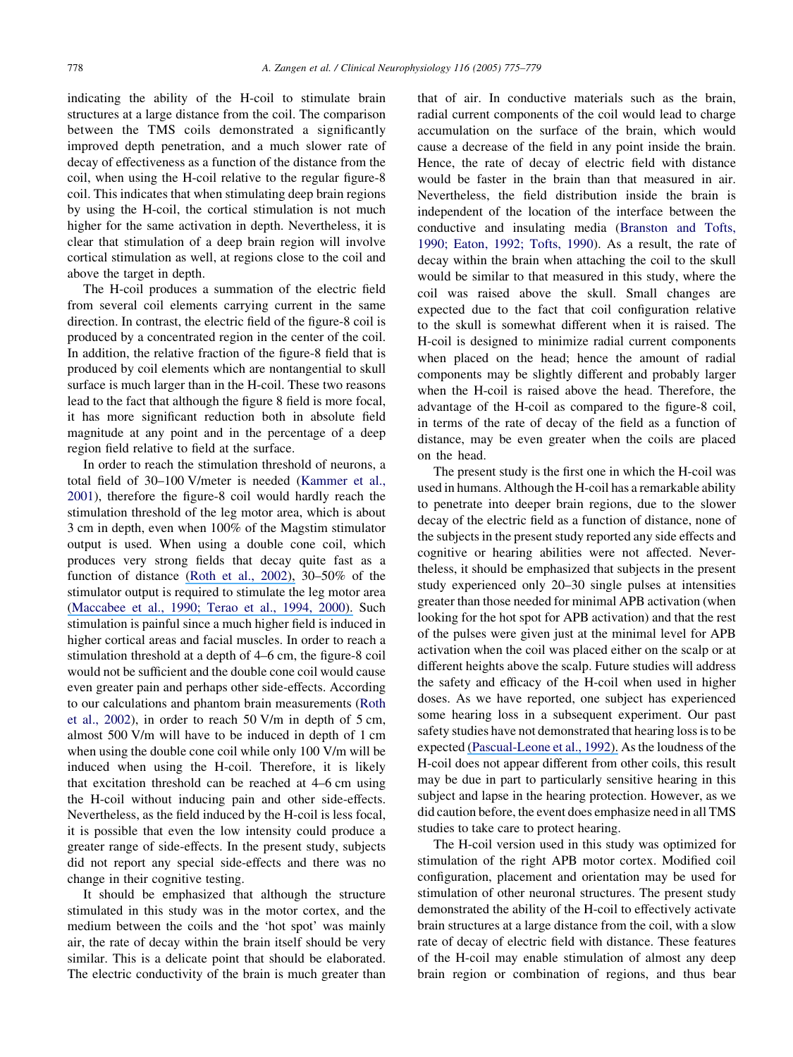indicating the ability of the H-coil to stimulate brain structures at a large distance from the coil. The comparison between the TMS coils demonstrated a significantly improved depth penetration, and a much slower rate of decay of effectiveness as a function of the distance from the coil, when using the H-coil relative to the regular figure-8 coil. This indicates that when stimulating deep brain regions by using the H-coil, the cortical stimulation is not much higher for the same activation in depth. Nevertheless, it is clear that stimulation of a deep brain region will involve cortical stimulation as well, at regions close to the coil and above the target in depth.

The H-coil produces a summation of the electric field from several coil elements carrying current in the same direction. In contrast, the electric field of the figure-8 coil is produced by a concentrated region in the center of the coil. In addition, the relative fraction of the figure-8 field that is produced by coil elements which are nontangential to skull surface is much larger than in the H-coil. These two reasons lead to the fact that although the figure 8 field is more focal, it has more significant reduction both in absolute field magnitude at any point and in the percentage of a deep region field relative to field at the surface.

In order to reach the stimulation threshold of neurons, a total field of 30–100 V/meter is needed (Kammer et al., 2001), therefore the figure-8 coil would hardly reach the stimulation threshold of the leg motor area, which is about 3 cm in depth, even when 100% of the Magstim stimulator output is used. When using a double cone coil, which produces very strong fields that decay quite fast as a function of distance (Roth et al., 2002), 30–50% of the stimulator output is required to stimulate the leg motor area (Maccabee et al., 1990; Terao et al., 1994, 2000). Such stimulation is painful since a much higher field is induced in higher cortical areas and facial muscles. In order to reach a stimulation threshold at a depth of 4–6 cm, the figure-8 coil would not be sufficient and the double cone coil would cause even greater pain and perhaps other side-effects. According to our calculations and phantom brain measurements (Roth et al., 2002), in order to reach 50 V/m in depth of 5 cm, almost 500 V/m will have to be induced in depth of 1 cm when using the double cone coil while only 100 V/m will be induced when using the H-coil. Therefore, it is likely that excitation threshold can be reached at 4–6 cm using the H-coil without inducing pain and other side-effects. Nevertheless, as the field induced by the H-coil is less focal, it is possible that even the low intensity could produce a greater range of side-effects. In the present study, subjects did not report any special side-effects and there was no change in their cognitive testing.

It should be emphasized that although the structure stimulated in this study was in the motor cortex, and the medium between the coils and the 'hot spot' was mainly air, the rate of decay within the brain itself should be very similar. This is a delicate point that should be elaborated. The electric conductivity of the brain is much greater than that of air. In conductive materials such as the brain, radial current components of the coil would lead to charge accumulation on the surface of the brain, which would cause a decrease of the field in any point inside the brain. Hence, the rate of decay of electric field with distance would be faster in the brain than that measured in air. Nevertheless, the field distribution inside the brain is independent of the location of the interface between the conductive and insulating media (Branston and Tofts, 1990; Eaton, 1992; Tofts, 1990). As a result, the rate of decay within the brain when attaching the coil to the skull would be similar to that measured in this study, where the coil was raised above the skull. Small changes are expected due to the fact that coil configuration relative to the skull is somewhat different when it is raised. The H-coil is designed to minimize radial current components when placed on the head; hence the amount of radial components may be slightly different and probably larger when the H-coil is raised above the head. Therefore, the advantage of the H-coil as compared to the figure-8 coil, in terms of the rate of decay of the field as a function of distance, may be even greater when the coils are placed on the head.

The present study is the first one in which the H-coil was used in humans. Although the H-coil has a remarkable ability to penetrate into deeper brain regions, due to the slower decay of the electric field as a function of distance, none of the subjects in the present study reported any side effects and cognitive or hearing abilities were not affected. Nevertheless, it should be emphasized that subjects in the present study experienced only 20–30 single pulses at intensities greater than those needed for minimal APB activation (when looking for the hot spot for APB activation) and that the rest of the pulses were given just at the minimal level for APB activation when the coil was placed either on the scalp or at different heights above the scalp. Future studies will address the safety and efficacy of the H-coil when used in higher doses. As we have reported, one subject has experienced some hearing loss in a subsequent experiment. Our past safety studies have not demonstrated that hearing loss is to be expected (Pascual-Leone et al., 1992). As the loudness of the H-coil does not appear different from other coils, this result may be due in part to particularly sensitive hearing in this subject and lapse in the hearing protection. However, as we did caution before, the event does emphasize need in all TMS studies to take care to protect hearing.

The H-coil version used in this study was optimized for stimulation of the right APB motor cortex. Modified coil configuration, placement and orientation may be used for stimulation of other neuronal structures. The present study demonstrated the ability of the H-coil to effectively activate brain structures at a large distance from the coil, with a slow rate of decay of electric field with distance. These features of the H-coil may enable stimulation of almost any deep brain region or combination of regions, and thus bear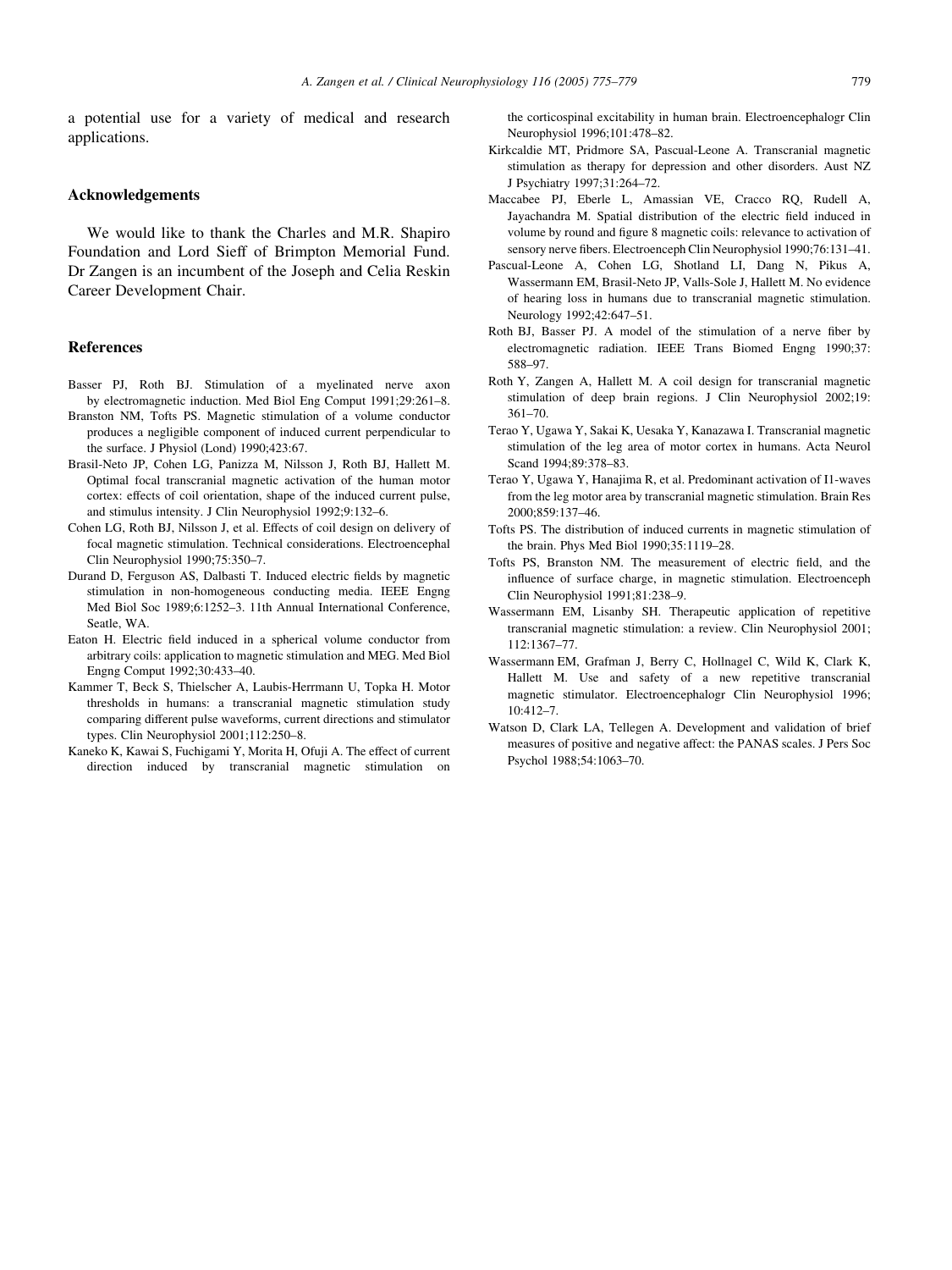a potential use for a variety of medical and research applications.

## Acknowledgements

We would like to thank the Charles and M.R. Shapiro Foundation and Lord Sieff of Brimpton Memorial Fund. Dr Zangen is an incumbent of the Joseph and Celia Reskin Career Development Chair.

## References

Basser PJ, Roth BJ. Stimulation of a myelinated nerve axon by electromagnetic induction. Med Biol Eng Comput 1991;29:261–8.

Branston NM, Tofts PS. Magnetic stimulation of a volume conductor produces a negligible component of induced current perpendicular to the surface. J Physiol (Lond) 1990;423:67.

Brasil-Neto JP, Cohen LG, Panizza M, Nilsson J, Roth BJ, Hallett M. Optimal focal transcranial magnetic activation of the human motor cortex: effects of coil orientation, shape of the induced current pulse, and stimulus intensity. J Clin Neurophysiol 1992;9:132–6.

Cohen LG, Roth BJ, Nilsson J, et al. Effects of coil design on delivery of focal magnetic stimulation. Technical considerations. Electroencephal Clin Neurophysiol 1990;75:350–7.

Durand D, Ferguson AS, Dalbasti T. Induced electric fields by magnetic stimulation in non-homogeneous conducting media. IEEE Engng Med Biol Soc 1989;6:1252–3. 11th Annual International Conference, Seattle, WA.

Eaton H. Electric field induced in a spherical volume conductor from arbitrary coils: application to magnetic stimulation and MEG. Med Biol Engng Comput 1992;30:433–40.

Kammer T, Beck S, Thielscher A, Laubis-Herrmann U, Topka H. Motor thresholds in humans: a transcranial magnetic stimulation study comparing different pulse waveforms, current directions and stimulator types. Clin Neurophysiol 2001;112:250–8.

Kaneko K, Kawai S, Fuchigami Y, Morita H, Ofuji A. The effect of current direction induced by transcranial magnetic stimulation on the corticospinal excitability in human brain. Electroencephalogr Clin Neurophysiol 1996;101:478–82.

Kirkcaldie MT, Pridmore SA, Pascual-Leone A. Transcranial magnetic stimulation as therapy for depression and other disorders. Aust NZ J Psychiatry 1997;31:264–72.

Maccabee PJ, Eberle L, Amassian VE, Cracco RQ, Rudell A, Jayachandra M. Spatial distribution of the electric field induced in volume by round and figure 8 magnetic coils: relevance to activation of sensory nerve fibers. Electroenceph Clin Neurophysiol 1990;76:131–41.

Pascual-Leone A, Cohen LG, Shotland LI, Dang N, Pikus A, Wassermann EM, Brasil-Neto JP, Valls-Sole J, Hallett M. No evidence of hearing loss in humans due to transcranial magnetic stimulation. Neurology 1992;42:647–51.

Roth BJ, Basser PJ. A model of the stimulation of a nerve fiber by electromagnetic radiation. IEEE Trans Biomed Engng 1990;37:588–97.

Roth Y, Zangen A, Hallett M. A coil design for transcranial magnetic stimulation of deep brain regions. J Clin Neurophysiol 2002;19:361–70.

Terao Y, Ugawa Y, Sakai K, Uesaka Y, Kanazawa I. Transcranial magnetic stimulation of the leg area of motor cortex in humans. Acta Neurol Scand 1994;89:378–83.

Terao Y, Ugawa Y, Hanajima R, et al. Predominant activation of I1-waves from the leg motor area by transcranial magnetic stimulation. Brain Res 2000;859:137–46.

Tofts PS. The distribution of induced currents in magnetic stimulation of the brain. Phys Med Biol 1990;35:1119–28.

Tofts PS, Branston NM. The measurement of electric field, and the influence of surface charge, in magnetic stimulation. Electroenceph Clin Neurophysiol 1991;81:238–9.

Wassermann EM, Lisanby SH. Therapeutic application of repetitive transcranial magnetic stimulation: a review. Clin Neurophysiol 2001;112:1367–77.

Wassermann EM, Grafman J, Berry C, Hollnagel C, Wild K, Clark K, Hallett M. Use and safety of a new repetitive transcranial magnetic stimulator. Electroencephalogr Clin Neurophysiol 1996;10:412–7.

Watson D, Clark LA, Tellegen A. Development and validation of brief measures of positive and negative affect: the PANAS scales. J Pers Soc Psychol 1988;54:1063–70.